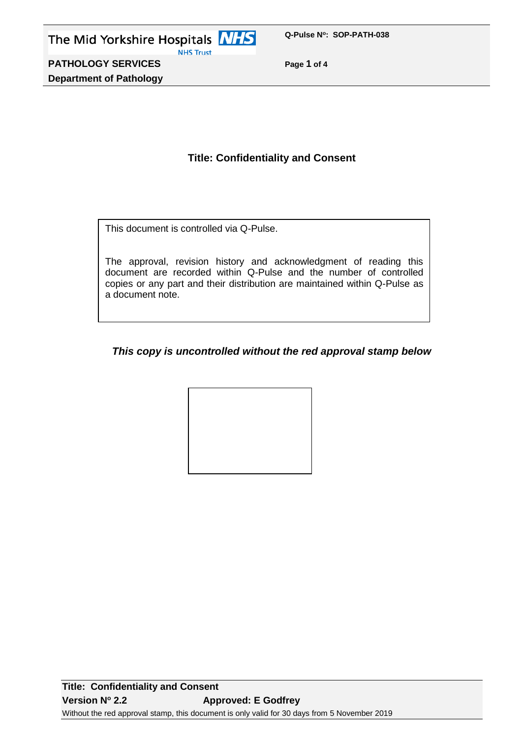# Title: Confidentiality and Consent

This document is controlled via Q-Pulse.

The approval, revision history and acknowledgment of reading this document are recorded within Q-Pulse and the number of controlled copies or any part and their distribution are maintained within Q-Pulse as a document note.

***This copy is uncontrolled without the red approval stamp below***

**Title: Confidentiality and Consent**

**Version Nº 2.2** **Approved: E Godfrey**

Without the red approval stamp, this document is only valid for 30 days from 5 November 2019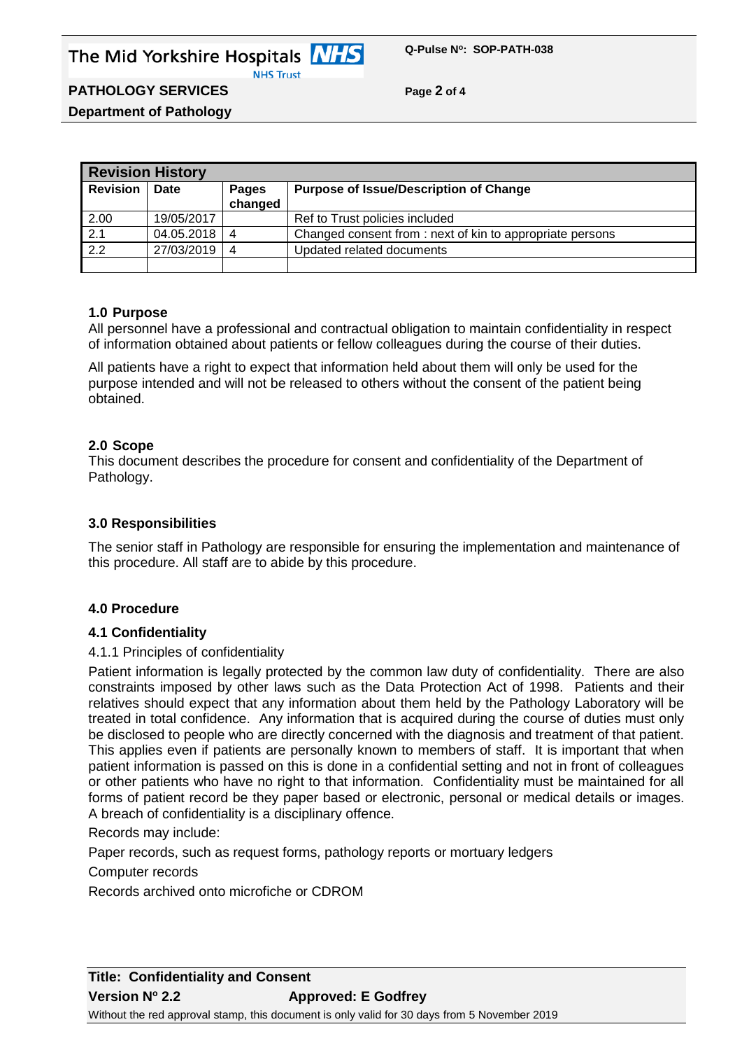| Revision History | | | |
|---|---|---|---|
| **Revision** | **Date** | **Pages changed** | **Purpose of Issue/Description of Change** |
| 2.00 | 19/05/2017 | | Ref to Trust policies included |
| 2.1 | 04.05.2018 | 4 | Changed consent from : next of kin to appropriate persons |
| 2.2 | 27/03/2019 | 4 | Updated related documents |
| | | | |

### 1.0 Purpose

All personnel have a professional and contractual obligation to maintain confidentiality in respect of information obtained about patients or fellow colleagues during the course of their duties.

All patients have a right to expect that information held about them will only be used for the purpose intended and will not be released to others without the consent of the patient being obtained.

### 2.0 Scope

This document describes the procedure for consent and confidentiality of the Department of Pathology.

### 3.0 Responsibilities

The senior staff in Pathology are responsible for ensuring the implementation and maintenance of this procedure. All staff are to abide by this procedure.

### 4.0 Procedure

#### 4.1 Confidentiality

4.1.1 Principles of confidentiality

Patient information is legally protected by the common law duty of confidentiality. There are also constraints imposed by other laws such as the Data Protection Act of 1998. Patients and their relatives should expect that any information about them held by the Pathology Laboratory will be treated in total confidence. Any information that is acquired during the course of duties must only be disclosed to people who are directly concerned with the diagnosis and treatment of that patient. This applies even if patients are personally known to members of staff. It is important that when patient information is passed on this is done in a confidential setting and not in front of colleagues or other patients who have no right to that information. Confidentiality must be maintained for all forms of patient record be they paper based or electronic, personal or medical details or images. A breach of confidentiality is a disciplinary offence.

Records may include:

Paper records, such as request forms, pathology reports or mortuary ledgers

Computer records

Records archived onto microfiche or CDROM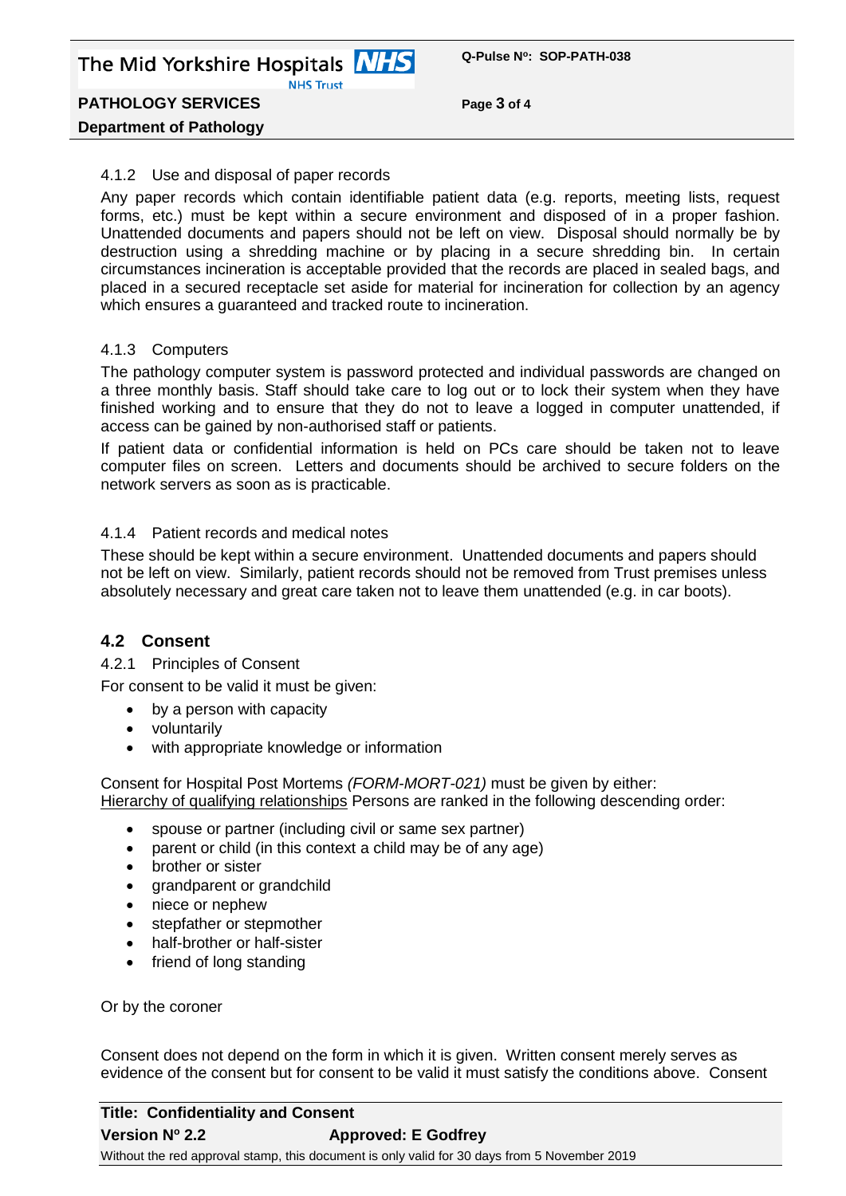#### 4.1.2 Use and disposal of paper records

Any paper records which contain identifiable patient data (e.g. reports, meeting lists, request forms, etc.) must be kept within a secure environment and disposed of in a proper fashion. Unattended documents and papers should not be left on view. Disposal should normally be by destruction using a shredding machine or by placing in a secure shredding bin. In certain circumstances incineration is acceptable provided that the records are placed in sealed bags, and placed in a secured receptacle set aside for material for incineration for collection by an agency which ensures a guaranteed and tracked route to incineration.

#### 4.1.3 Computers

The pathology computer system is password protected and individual passwords are changed on a three monthly basis. Staff should take care to log out or to lock their system when they have finished working and to ensure that they do not to leave a logged in computer unattended, if access can be gained by non-authorised staff or patients.

If patient data or confidential information is held on PCs care should be taken not to leave computer files on screen. Letters and documents should be archived to secure folders on the network servers as soon as is practicable.

#### 4.1.4 Patient records and medical notes

These should be kept within a secure environment. Unattended documents and papers should not be left on view. Similarly, patient records should not be removed from Trust premises unless absolutely necessary and great care taken not to leave them unattended (e.g. in car boots).

### 4.2 Consent

#### 4.2.1 Principles of Consent

For consent to be valid it must be given:

- by a person with capacity
- voluntarily
- with appropriate knowledge or information

Consent for Hospital Post Mortems *(FORM-MORT-021)* must be given by either:
<u>Hierarchy of qualifying relationships</u> Persons are ranked in the following descending order:

- spouse or partner (including civil or same sex partner)
- parent or child (in this context a child may be of any age)
- brother or sister
- grandparent or grandchild
- niece or nephew
- stepfather or stepmother
- half-brother or half-sister
- friend of long standing

Or by the coroner

Consent does not depend on the form in which it is given. Written consent merely serves as evidence of the consent but for consent to be valid it must satisfy the conditions above. Consent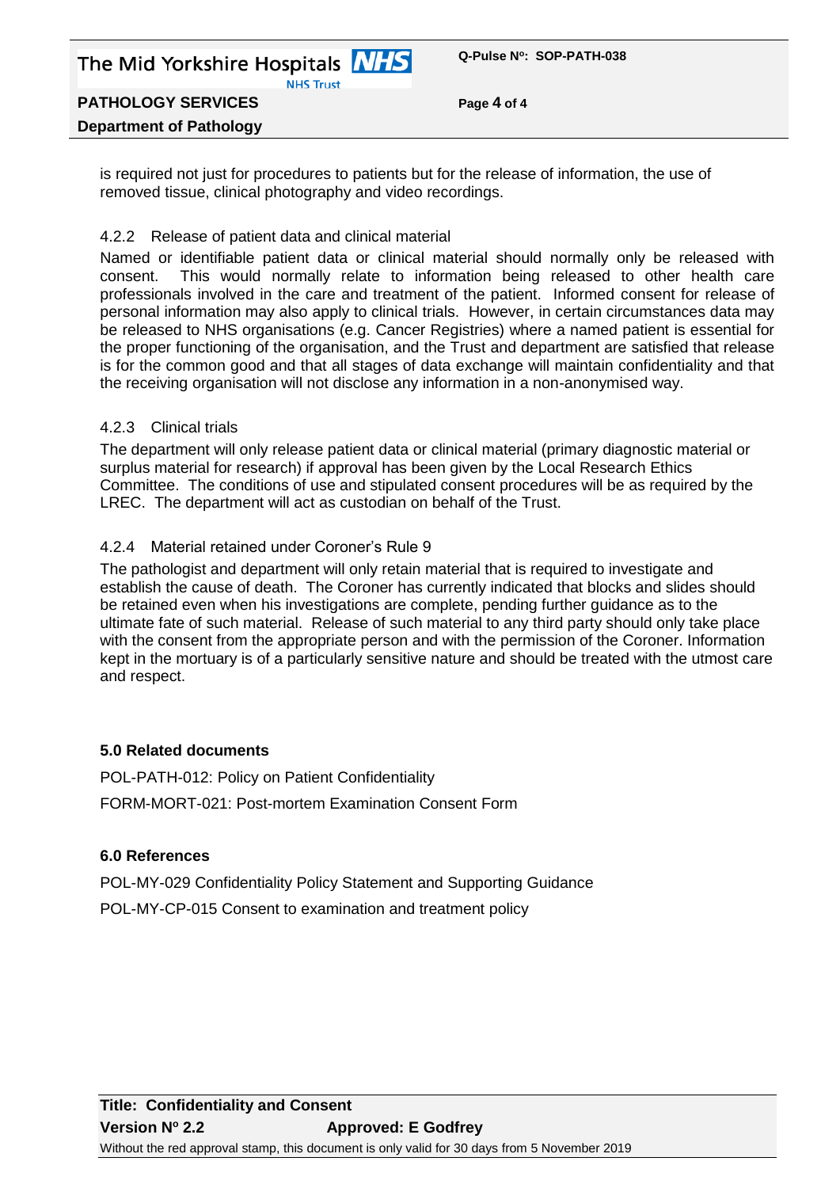is required not just for procedures to patients but for the release of information, the use of removed tissue, clinical photography and video recordings.

#### 4.2.2 Release of patient data and clinical material

Named or identifiable patient data or clinical material should normally only be released with consent. This would normally relate to information being released to other health care professionals involved in the care and treatment of the patient. Informed consent for release of personal information may also apply to clinical trials. However, in certain circumstances data may be released to NHS organisations (e.g. Cancer Registries) where a named patient is essential for the proper functioning of the organisation, and the Trust and department are satisfied that release is for the common good and that all stages of data exchange will maintain confidentiality and that the receiving organisation will not disclose any information in a non-anonymised way.

#### 4.2.3 Clinical trials

The department will only release patient data or clinical material (primary diagnostic material or surplus material for research) if approval has been given by the Local Research Ethics Committee. The conditions of use and stipulated consent procedures will be as required by the LREC. The department will act as custodian on behalf of the Trust.

#### 4.2.4 Material retained under Coroner's Rule 9

The pathologist and department will only retain material that is required to investigate and establish the cause of death. The Coroner has currently indicated that blocks and slides should be retained even when his investigations are complete, pending further guidance as to the ultimate fate of such material. Release of such material to any third party should only take place with the consent from the appropriate person and with the permission of the Coroner. Information kept in the mortuary is of a particularly sensitive nature and should be treated with the utmost care and respect.

## 5.0 Related documents

POL-PATH-012: Policy on Patient Confidentiality

FORM-MORT-021: Post-mortem Examination Consent Form

## 6.0 References

POL-MY-029 Confidentiality Policy Statement and Supporting Guidance

POL-MY-CP-015 Consent to examination and treatment policy